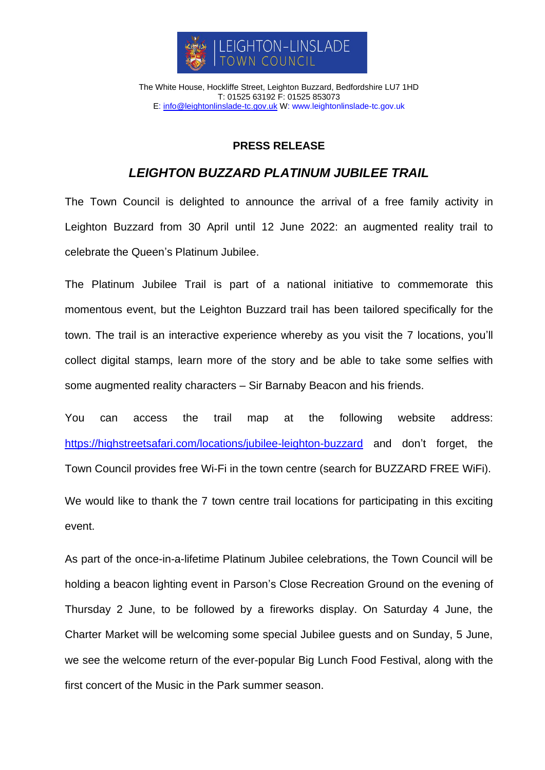LEIGHTON-LINSLADE TOWN COUNCIL

The White House, Hockliffe Street, Leighton Buzzard, Bedfordshire LU7 1HD
T: 01525 63192 F: 01525 853073
E: info@leightonlinslade-tc.gov.uk W: www.leightonlinslade-tc.gov.uk

**PRESS RELEASE**

# *LEIGHTON BUZZARD PLATINUM JUBILEE TRAIL*

The Town Council is delighted to announce the arrival of a free family activity in Leighton Buzzard from 30 April until 12 June 2022: an augmented reality trail to celebrate the Queen's Platinum Jubilee.

The Platinum Jubilee Trail is part of a national initiative to commemorate this momentous event, but the Leighton Buzzard trail has been tailored specifically for the town. The trail is an interactive experience whereby as you visit the 7 locations, you'll collect digital stamps, learn more of the story and be able to take some selfies with some augmented reality characters – Sir Barnaby Beacon and his friends.

You can access the trail map at the following website address: https://highstreetsafari.com/locations/jubilee-leighton-buzzard and don't forget, the Town Council provides free Wi-Fi in the town centre (search for BUZZARD FREE WiFi).

We would like to thank the 7 town centre trail locations for participating in this exciting event.

As part of the once-in-a-lifetime Platinum Jubilee celebrations, the Town Council will be holding a beacon lighting event in Parson's Close Recreation Ground on the evening of Thursday 2 June, to be followed by a fireworks display. On Saturday 4 June, the Charter Market will be welcoming some special Jubilee guests and on Sunday, 5 June, we see the welcome return of the ever-popular Big Lunch Food Festival, along with the first concert of the Music in the Park summer season.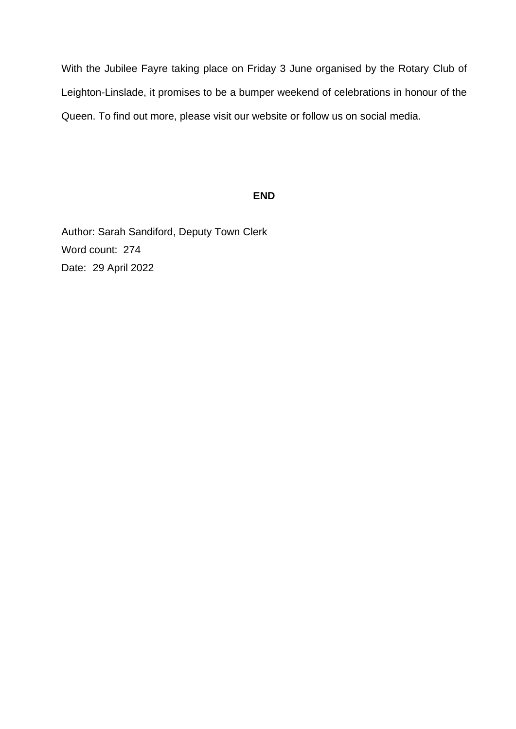With the Jubilee Fayre taking place on Friday 3 June organised by the Rotary Club of Leighton-Linslade, it promises to be a bumper weekend of celebrations in honour of the Queen. To find out more, please visit our website or follow us on social media.

**END**

Author: Sarah Sandiford, Deputy Town Clerk
Word count: 274
Date: 29 April 2022